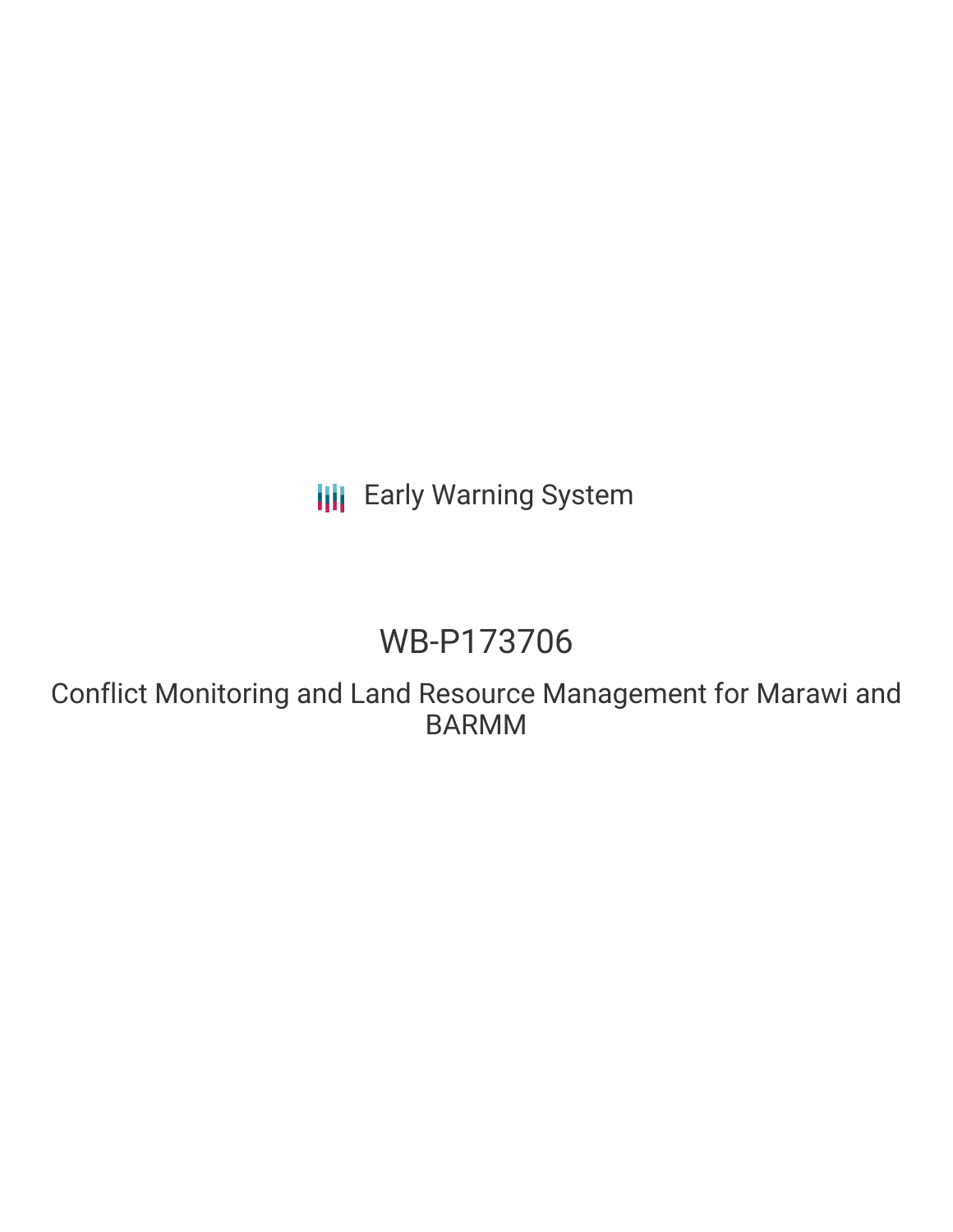Early Warning System

# WB-P173706

## Conflict Monitoring and Land Resource Management for Marawi and BARMM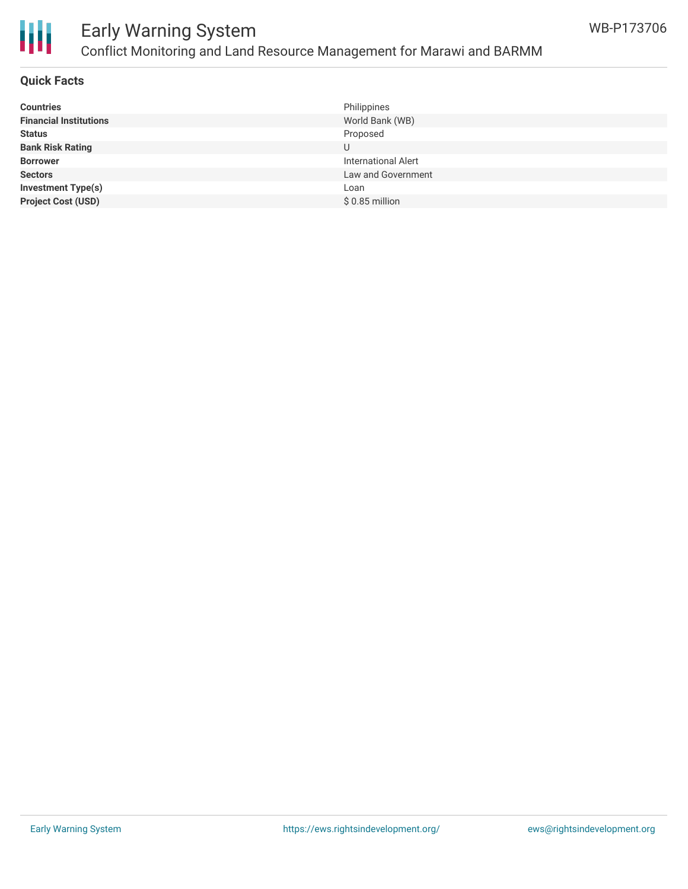# Early Warning System

## Conflict Monitoring and Land Resource Management for Marawi and BARMM

WB-P173706

### Quick Facts

| | |
|---|---|
| **Countries** | Philippines |
| **Financial Institutions** | World Bank (WB) |
| **Status** | Proposed |
| **Bank Risk Rating** | U |
| **Borrower** | International Alert |
| **Sectors** | Law and Government |
| **Investment Type(s)** | Loan |
| **Project Cost (USD)** | $ 0.85 million |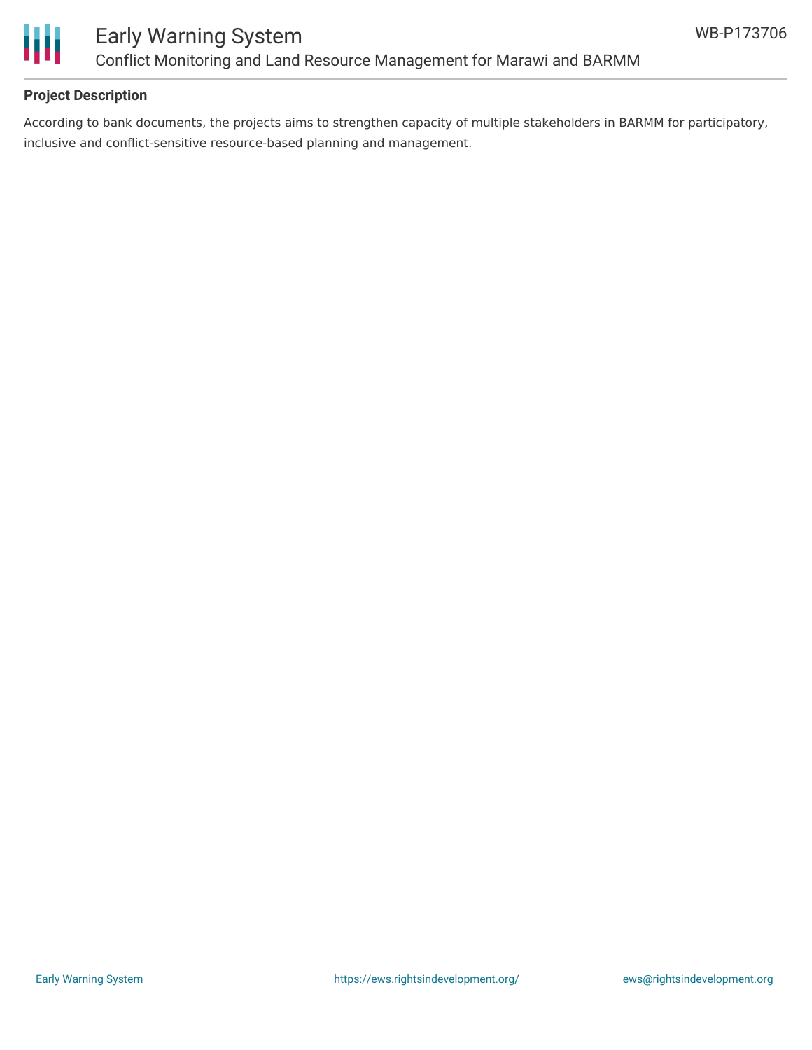**Project Description**

According to bank documents, the projects aims to strengthen capacity of multiple stakeholders in BARMM for participatory, inclusive and conflict-sensitive resource-based planning and management.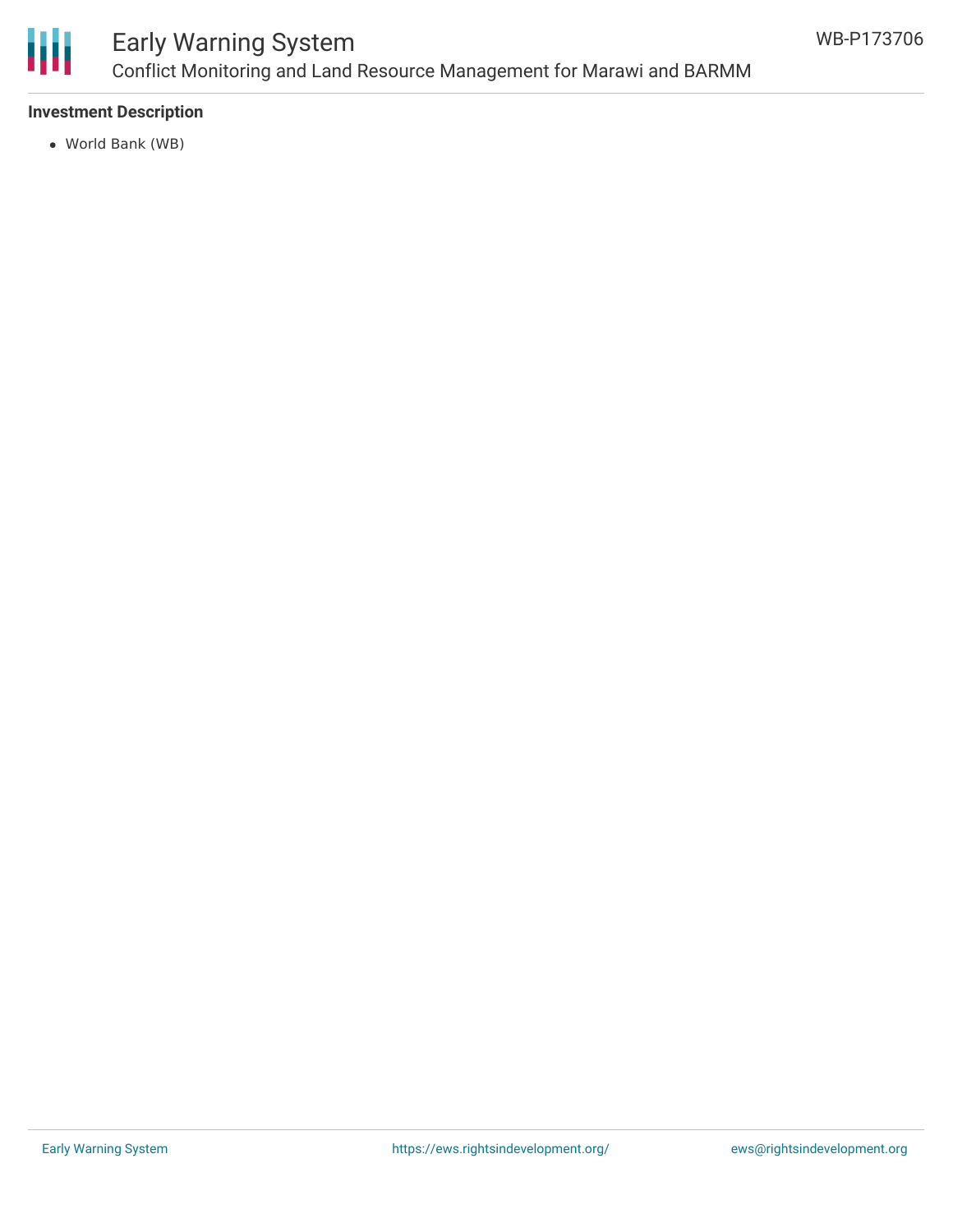**Investment Description**

- World Bank (WB)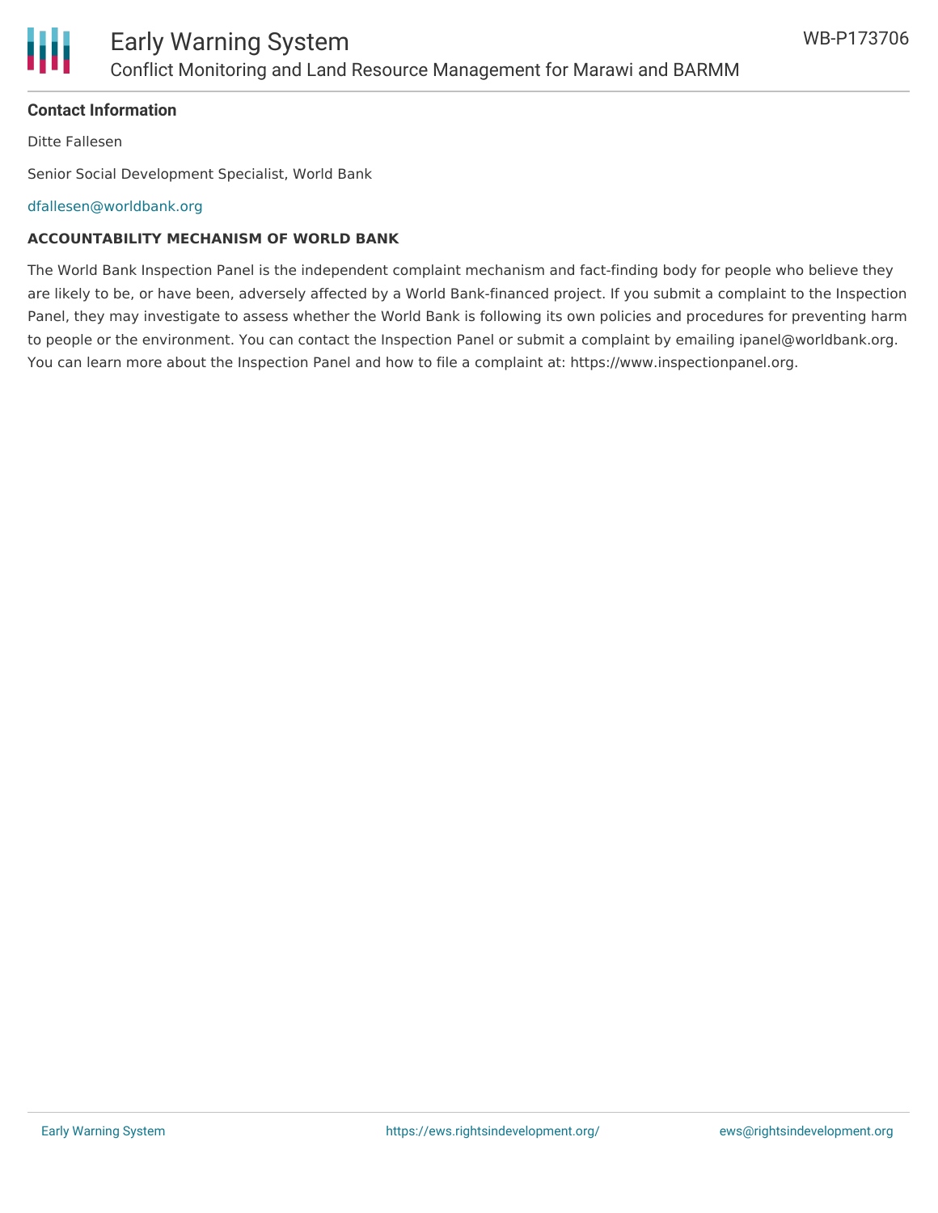**Contact Information**

Ditte Fallesen

Senior Social Development Specialist, World Bank

dfallesen@worldbank.org

**ACCOUNTABILITY MECHANISM OF WORLD BANK**

The World Bank Inspection Panel is the independent complaint mechanism and fact-finding body for people who believe they are likely to be, or have been, adversely affected by a World Bank-financed project. If you submit a complaint to the Inspection Panel, they may investigate to assess whether the World Bank is following its own policies and procedures for preventing harm to people or the environment. You can contact the Inspection Panel or submit a complaint by emailing ipanel@worldbank.org. You can learn more about the Inspection Panel and how to file a complaint at: https://www.inspectionpanel.org.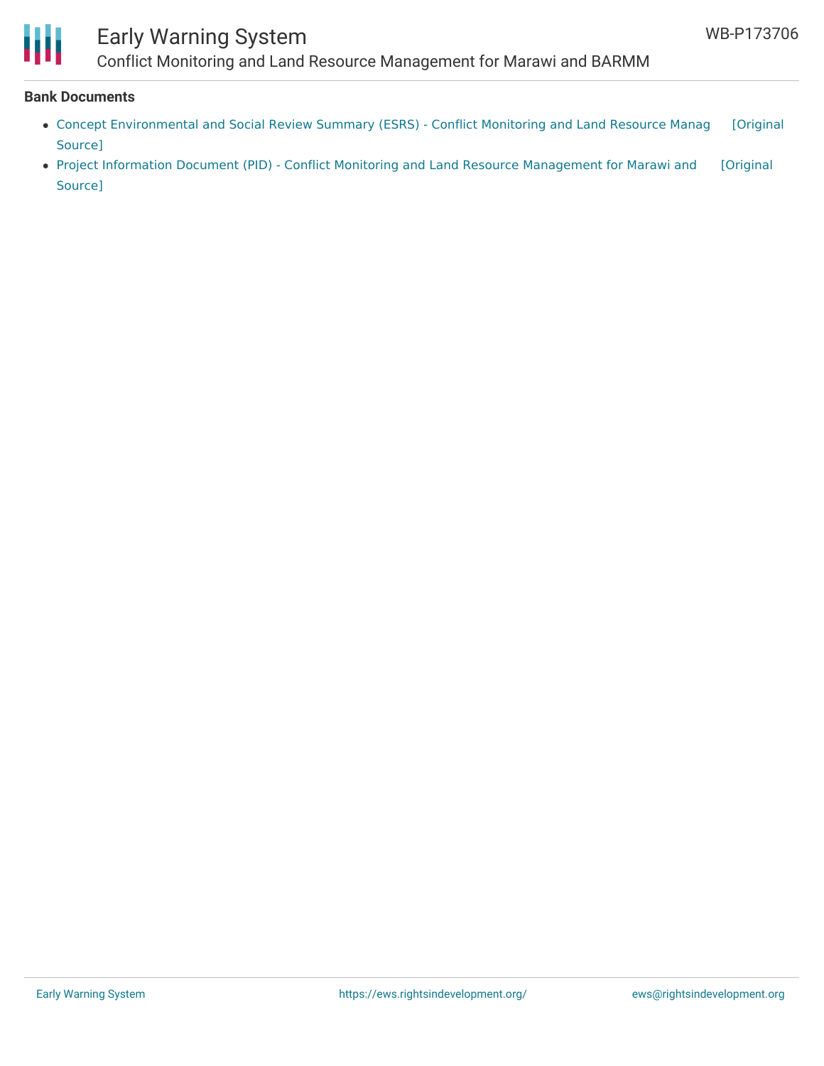**Bank Documents**

- Concept Environmental and Social Review Summary (ESRS) - Conflict Monitoring and Land Resource Manag [Original Source]
- Project Information Document (PID) - Conflict Monitoring and Land Resource Management for Marawi and [Original Source]